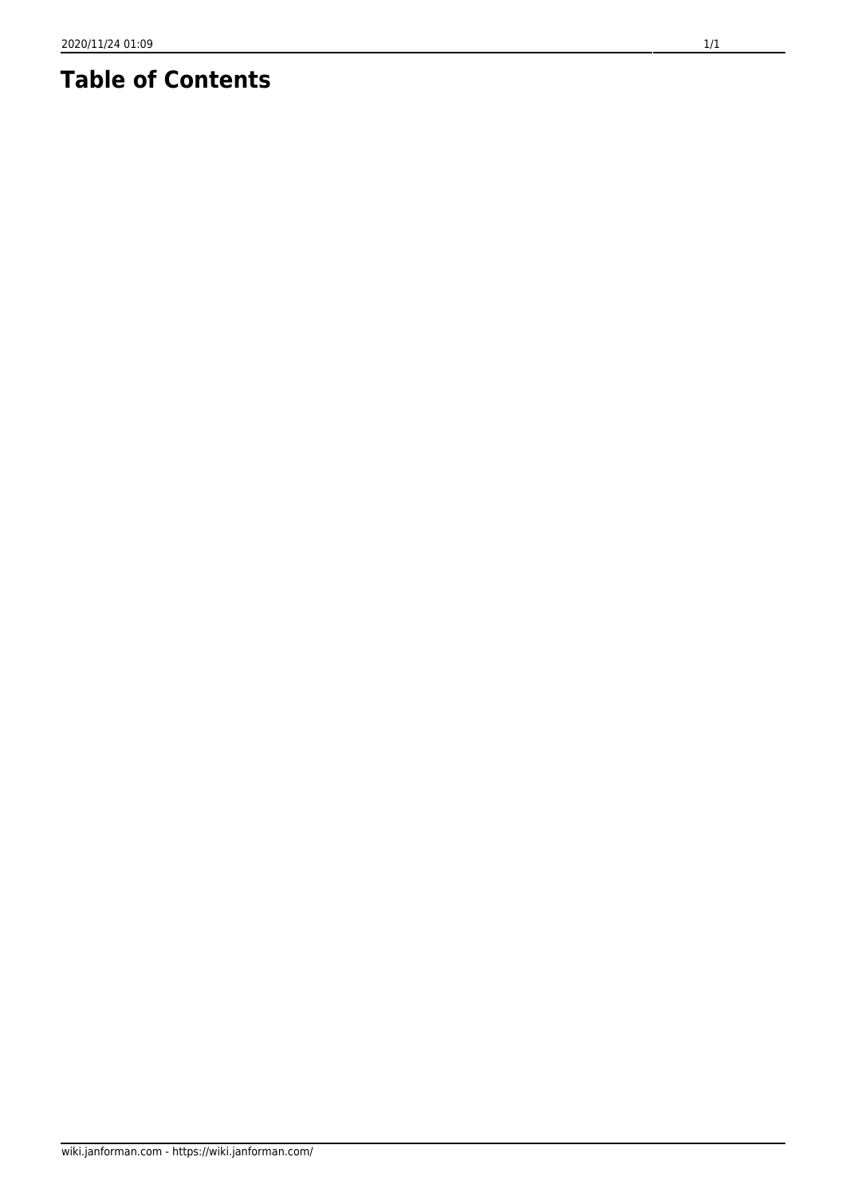# Table of Contents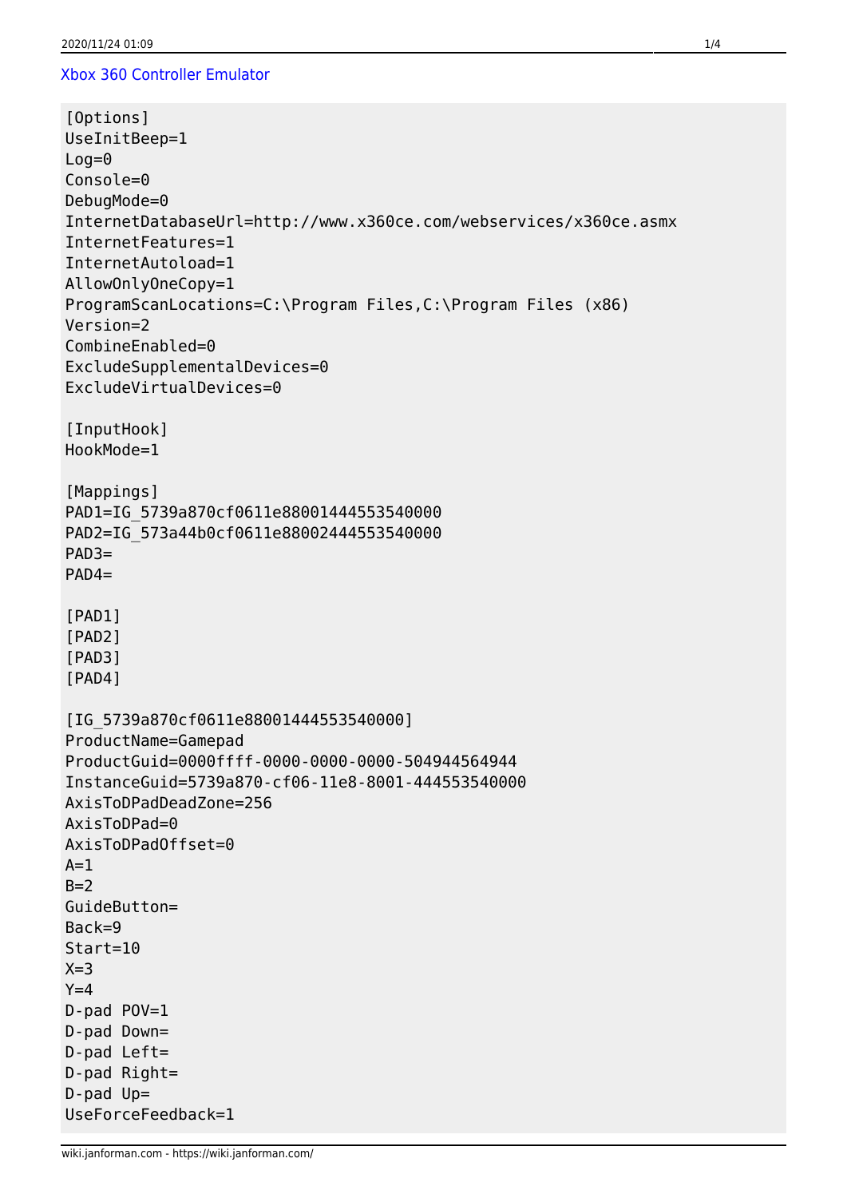Xbox 360 Controller Emulator

```
[Options]
UseInitBeep=1
Log=0
Console=0
DebugMode=0
InternetDatabaseUrl=http://www.x360ce.com/webservices/x360ce.asmx
InternetFeatures=1
InternetAutoload=1
AllowOnlyOneCopy=1
ProgramScanLocations=C:\Program Files,C:\Program Files (x86)
Version=2
CombineEnabled=0
ExcludeSupplementalDevices=0
ExcludeVirtualDevices=0

[InputHook]
HookMode=1

[Mappings]
PAD1=IG_5739a870cf0611e88001444553540000
PAD2=IG_573a44b0cf0611e88002444553540000
PAD3=
PAD4=

[PAD1]
[PAD2]
[PAD3]
[PAD4]

[IG_5739a870cf0611e88001444553540000]
ProductName=Gamepad
ProductGuid=0000ffff-0000-0000-0000-504944564944
InstanceGuid=5739a870-cf06-11e8-8001-444553540000
AxisToDPadDeadZone=256
AxisToDPad=0
AxisToDPadOffset=0
A=1
B=2
GuideButton=
Back=9
Start=10
X=3
Y=4
D-pad POV=1
D-pad Down=
D-pad Left=
D-pad Right=
D-pad Up=
UseForceFeedback=1
```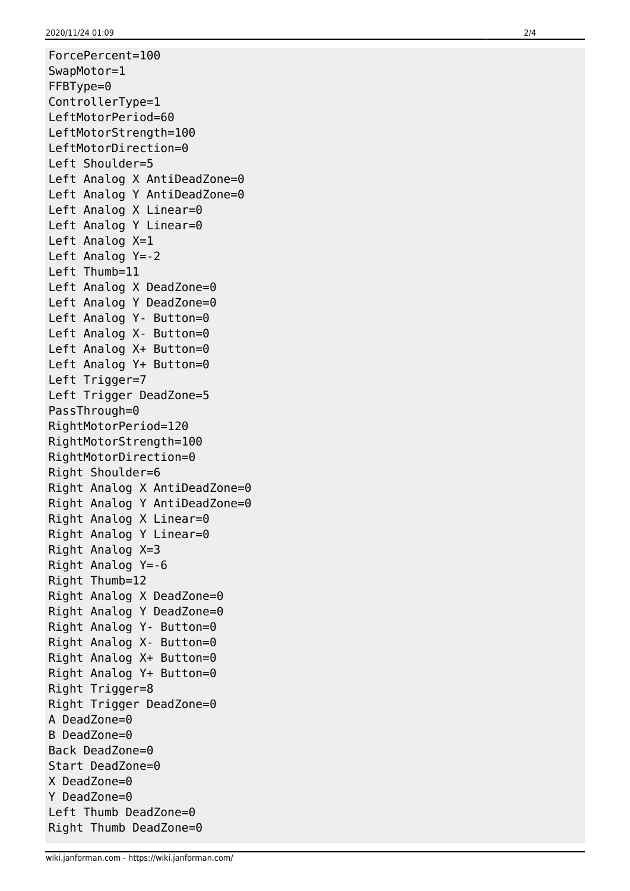```
ForcePercent=100
SwapMotor=1
FFBType=0
ControllerType=1
LeftMotorPeriod=60
LeftMotorStrength=100
LeftMotorDirection=0
Left Shoulder=5
Left Analog X AntiDeadZone=0
Left Analog Y AntiDeadZone=0
Left Analog X Linear=0
Left Analog Y Linear=0
Left Analog X=1
Left Analog Y=-2
Left Thumb=11
Left Analog X DeadZone=0
Left Analog Y DeadZone=0
Left Analog Y- Button=0
Left Analog X- Button=0
Left Analog X+ Button=0
Left Analog Y+ Button=0
Left Trigger=7
Left Trigger DeadZone=5
PassThrough=0
RightMotorPeriod=120
RightMotorStrength=100
RightMotorDirection=0
Right Shoulder=6
Right Analog X AntiDeadZone=0
Right Analog Y AntiDeadZone=0
Right Analog X Linear=0
Right Analog Y Linear=0
Right Analog X=3
Right Analog Y=-6
Right Thumb=12
Right Analog X DeadZone=0
Right Analog Y DeadZone=0
Right Analog Y- Button=0
Right Analog X- Button=0
Right Analog X+ Button=0
Right Analog Y+ Button=0
Right Trigger=8
Right Trigger DeadZone=0
A DeadZone=0
B DeadZone=0
Back DeadZone=0
Start DeadZone=0
X DeadZone=0
Y DeadZone=0
Left Thumb DeadZone=0
Right Thumb DeadZone=0
```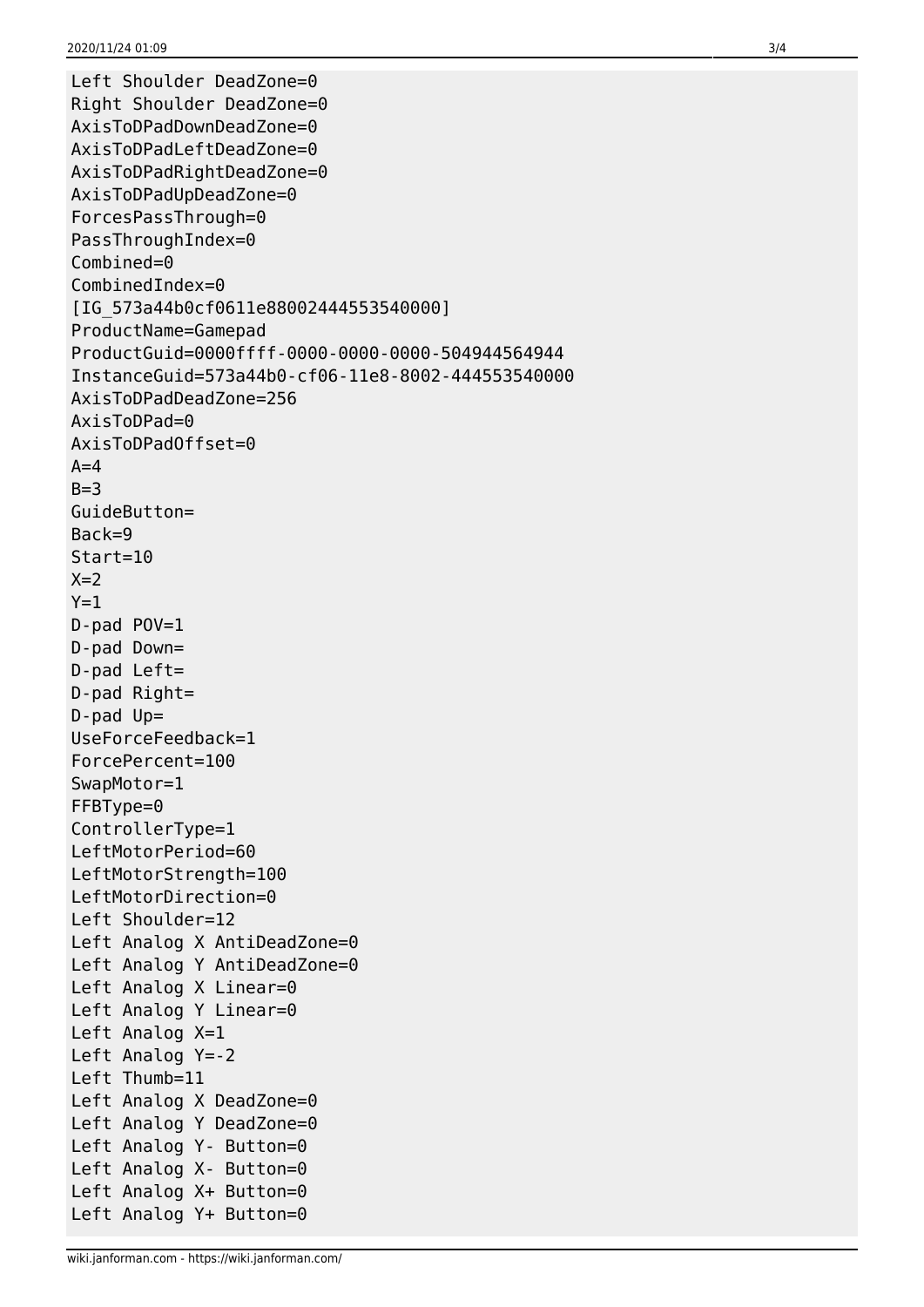```
Left Shoulder DeadZone=0
Right Shoulder DeadZone=0
AxisToDPadDownDeadZone=0
AxisToDPadLeftDeadZone=0
AxisToDPadRightDeadZone=0
AxisToDPadUpDeadZone=0
ForcesPassThrough=0
PassThroughIndex=0
Combined=0
CombinedIndex=0
[IG_573a44b0cf0611e88002444553540000]
ProductName=Gamepad
ProductGuid=0000ffff-0000-0000-0000-504944564944
InstanceGuid=573a44b0-cf06-11e8-8002-444553540000
AxisToDPadDeadZone=256
AxisToDPad=0
AxisToDPadOffset=0
A=4
B=3
GuideButton=
Back=9
Start=10
X=2
Y=1
D-pad POV=1
D-pad Down=
D-pad Left=
D-pad Right=
D-pad Up=
UseForceFeedback=1
ForcePercent=100
SwapMotor=1
FFBType=0
ControllerType=1
LeftMotorPeriod=60
LeftMotorStrength=100
LeftMotorDirection=0
Left Shoulder=12
Left Analog X AntiDeadZone=0
Left Analog Y AntiDeadZone=0
Left Analog X Linear=0
Left Analog Y Linear=0
Left Analog X=1
Left Analog Y=-2
Left Thumb=11
Left Analog X DeadZone=0
Left Analog Y DeadZone=0
Left Analog Y- Button=0
Left Analog X- Button=0
Left Analog X+ Button=0
Left Analog Y+ Button=0
```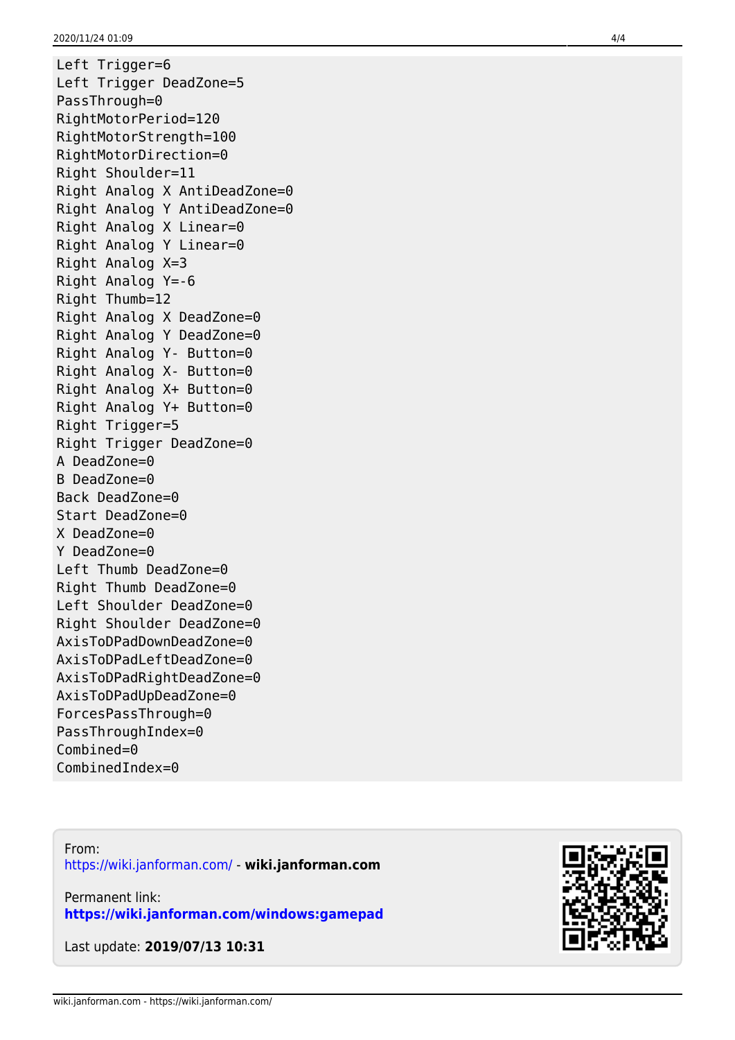```
Left Trigger=6
Left Trigger DeadZone=5
PassThrough=0
RightMotorPeriod=120
RightMotorStrength=100
RightMotorDirection=0
Right Shoulder=11
Right Analog X AntiDeadZone=0
Right Analog Y AntiDeadZone=0
Right Analog X Linear=0
Right Analog Y Linear=0
Right Analog X=3
Right Analog Y=-6
Right Thumb=12
Right Analog X DeadZone=0
Right Analog Y DeadZone=0
Right Analog Y- Button=0
Right Analog X- Button=0
Right Analog X+ Button=0
Right Analog Y+ Button=0
Right Trigger=5
Right Trigger DeadZone=0
A DeadZone=0
B DeadZone=0
Back DeadZone=0
Start DeadZone=0
X DeadZone=0
Y DeadZone=0
Left Thumb DeadZone=0
Right Thumb DeadZone=0
Left Shoulder DeadZone=0
Right Shoulder DeadZone=0
AxisToDPadDownDeadZone=0
AxisToDPadLeftDeadZone=0
AxisToDPadRightDeadZone=0
AxisToDPadUpDeadZone=0
ForcesPassThrough=0
PassThroughIndex=0
Combined=0
CombinedIndex=0
```

From:
https://wiki.janforman.com/ - **wiki.janforman.com**

Permanent link:
**https://wiki.janforman.com/windows:gamepad**

Last update: **2019/07/13 10:31**